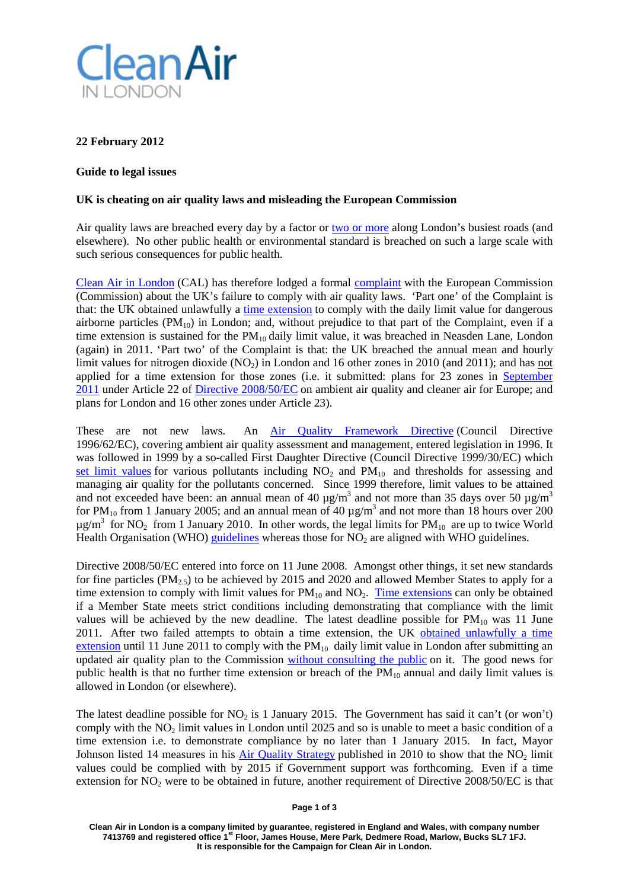Clean Air IN LONDON

**22 February 2012**

**Guide to legal issues**

**UK is cheating on air quality laws and misleading the European Commission**

Air quality laws are breached every day by a factor or two or more along London's busiest roads (and elsewhere). No other public health or environmental standard is breached on such a large scale with such serious consequences for public health.

Clean Air in London (CAL) has therefore lodged a formal complaint with the European Commission (Commission) about the UK's failure to comply with air quality laws. 'Part one' of the Complaint is that: the UK obtained unlawfully a time extension to comply with the daily limit value for dangerous airborne particles ($PM_{10}$) in London; and, without prejudice to that part of the Complaint, even if a time extension is sustained for the $PM_{10}$ daily limit value, it was breached in Neasden Lane, London (again) in 2011. 'Part two' of the Complaint is that: the UK breached the annual mean and hourly limit values for nitrogen dioxide ($NO_2$) in London and 16 other zones in 2010 (and 2011); and has not applied for a time extension for those zones (i.e. it submitted: plans for 23 zones in September 2011 under Article 22 of Directive 2008/50/EC on ambient air quality and cleaner air for Europe; and plans for London and 16 other zones under Article 23).

These are not new laws. An Air Quality Framework Directive (Council Directive 1996/62/EC), covering ambient air quality assessment and management, entered legislation in 1996. It was followed in 1999 by a so-called First Daughter Directive (Council Directive 1999/30/EC) which set limit values for various pollutants including $NO_2$ and $PM_{10}$ and thresholds for assessing and managing air quality for the pollutants concerned. Since 1999 therefore, limit values to be attained and not exceeded have been: an annual mean of 40 $\mu g/m^3$ and not more than 35 days over 50 $\mu g/m^3$ for $PM_{10}$ from 1 January 2005; and an annual mean of 40 $\mu g/m^3$ and not more than 18 hours over 200 $\mu g/m^3$ for $NO_2$ from 1 January 2010. In other words, the legal limits for $PM_{10}$ are up to twice World Health Organisation (WHO) guidelines whereas those for $NO_2$ are aligned with WHO guidelines.

Directive 2008/50/EC entered into force on 11 June 2008. Amongst other things, it set new standards for fine particles ($PM_{2.5}$) to be achieved by 2015 and 2020 and allowed Member States to apply for a time extension to comply with limit values for $PM_{10}$ and $NO_2$. Time extensions can only be obtained if a Member State meets strict conditions including demonstrating that compliance with the limit values will be achieved by the new deadline. The latest deadline possible for $PM_{10}$ was 11 June 2011. After two failed attempts to obtain a time extension, the UK obtained unlawfully a time extension until 11 June 2011 to comply with the $PM_{10}$ daily limit value in London after submitting an updated air quality plan to the Commission without consulting the public on it. The good news for public health is that no further time extension or breach of the $PM_{10}$ annual and daily limit values is allowed in London (or elsewhere).

The latest deadline possible for $NO_2$ is 1 January 2015. The Government has said it can't (or won't) comply with the $NO_2$ limit values in London until 2025 and so is unable to meet a basic condition of a time extension i.e. to demonstrate compliance by no later than 1 January 2015. In fact, Mayor Johnson listed 14 measures in his Air Quality Strategy published in 2010 to show that the $NO_2$ limit values could be complied with by 2015 if Government support was forthcoming. Even if a time extension for $NO_2$ were to be obtained in future, another requirement of Directive 2008/50/EC is that

Clean Air in London is a company limited by guarantee, registered in England and Wales, with company number 7413769 and registered office 1st Floor, James House, Mere Park, Dedmere Road, Marlow, Bucks SL7 1FJ. It is responsible for the Campaign for Clean Air in London.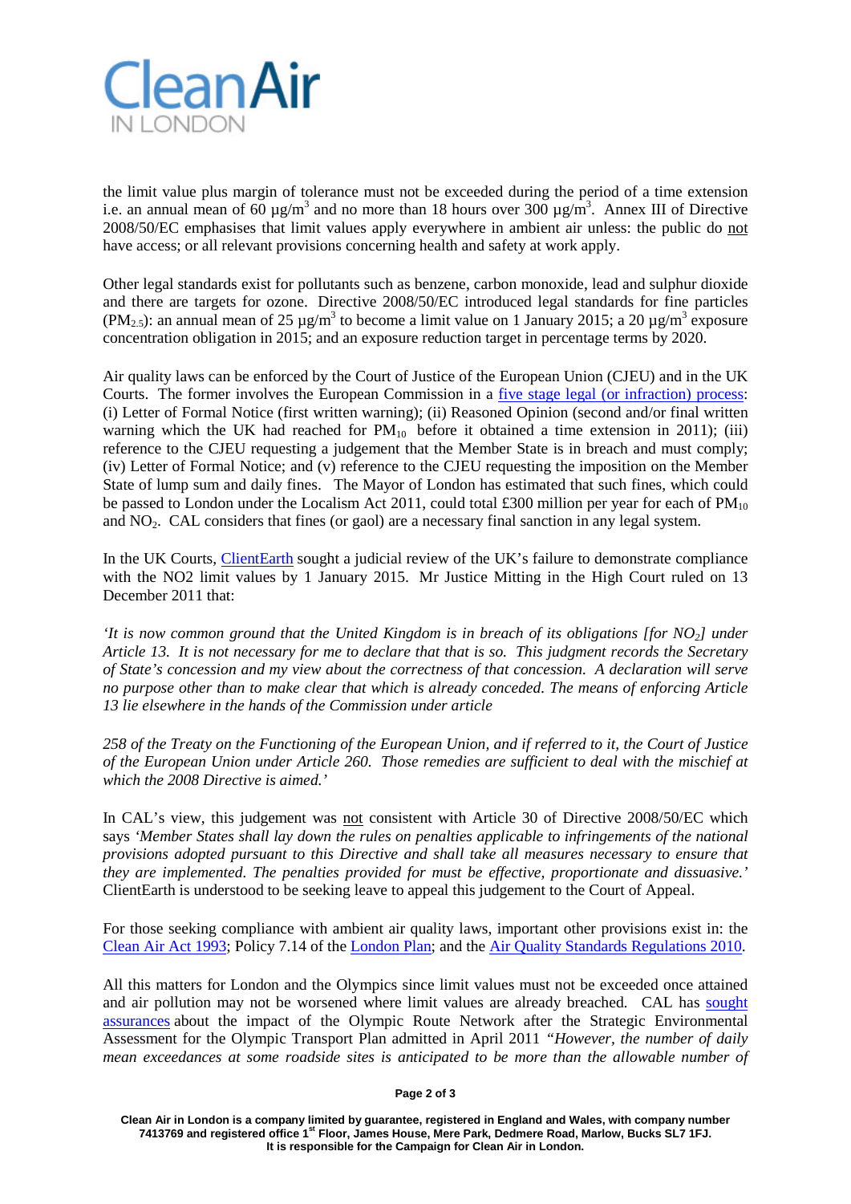the limit value plus margin of tolerance must not be exceeded during the period of a time extension i.e. an annual mean of 60 $\mu g/m^3$ and no more than 18 hours over 300 $\mu g/m^3$. Annex III of Directive 2008/50/EC emphasises that limit values apply everywhere in ambient air unless: the public do not have access; or all relevant provisions concerning health and safety at work apply.

Other legal standards exist for pollutants such as benzene, carbon monoxide, lead and sulphur dioxide and there are targets for ozone. Directive 2008/50/EC introduced legal standards for fine particles ($PM_{2.5}$): an annual mean of 25 $\mu g/m^3$ to become a limit value on 1 January 2015; a 20 $\mu g/m^3$ exposure concentration obligation in 2015; and an exposure reduction target in percentage terms by 2020.

Air quality laws can be enforced by the Court of Justice of the European Union (CJEU) and in the UK Courts. The former involves the European Commission in a five stage legal (or infraction) process: (i) Letter of Formal Notice (first written warning); (ii) Reasoned Opinion (second and/or final written warning which the UK had reached for $PM_{10}$ before it obtained a time extension in 2011); (iii) reference to the CJEU requesting a judgement that the Member State is in breach and must comply; (iv) Letter of Formal Notice; and (v) reference to the CJEU requesting the imposition on the Member State of lump sum and daily fines. The Mayor of London has estimated that such fines, which could be passed to London under the Localism Act 2011, could total £300 million per year for each of $PM_{10}$ and $NO_2$. CAL considers that fines (or gaol) are a necessary final sanction in any legal system.

In the UK Courts, ClientEarth sought a judicial review of the UK's failure to demonstrate compliance with the NO2 limit values by 1 January 2015. Mr Justice Mitting in the High Court ruled on 13 December 2011 that:

*'It is now common ground that the United Kingdom is in breach of its obligations [for $NO_2$] under Article 13. It is not necessary for me to declare that that is so. This judgment records the Secretary of State's concession and my view about the correctness of that concession. A declaration will serve no purpose other than to make clear that which is already conceded. The means of enforcing Article 13 lie elsewhere in the hands of the Commission under article 258 of the Treaty on the Functioning of the European Union, and if referred to it, the Court of Justice of the European Union under Article 260. Those remedies are sufficient to deal with the mischief at which the 2008 Directive is aimed.'*

In CAL's view, this judgement was not consistent with Article 30 of Directive 2008/50/EC which says *'Member States shall lay down the rules on penalties applicable to infringements of the national provisions adopted pursuant to this Directive and shall take all measures necessary to ensure that they are implemented. The penalties provided for must be effective, proportionate and dissuasive.'* ClientEarth is understood to be seeking leave to appeal this judgement to the Court of Appeal.

For those seeking compliance with ambient air quality laws, important other provisions exist in: the Clean Air Act 1993; Policy 7.14 of the London Plan; and the Air Quality Standards Regulations 2010.

All this matters for London and the Olympics since limit values must not be exceeded once attained and air pollution may not be worsened where limit values are already breached. CAL has sought assurances about the impact of the Olympic Route Network after the Strategic Environmental Assessment for the Olympic Transport Plan admitted in April 2011 *"However, the number of daily mean exceedances at some roadside sites is anticipated to be more than the allowable number of*

Clean Air in London is a company limited by guarantee, registered in England and Wales, with company number 7413769 and registered office 1st Floor, James House, Mere Park, Dedmere Road, Marlow, Bucks SL7 1FJ. It is responsible for the Campaign for Clean Air in London.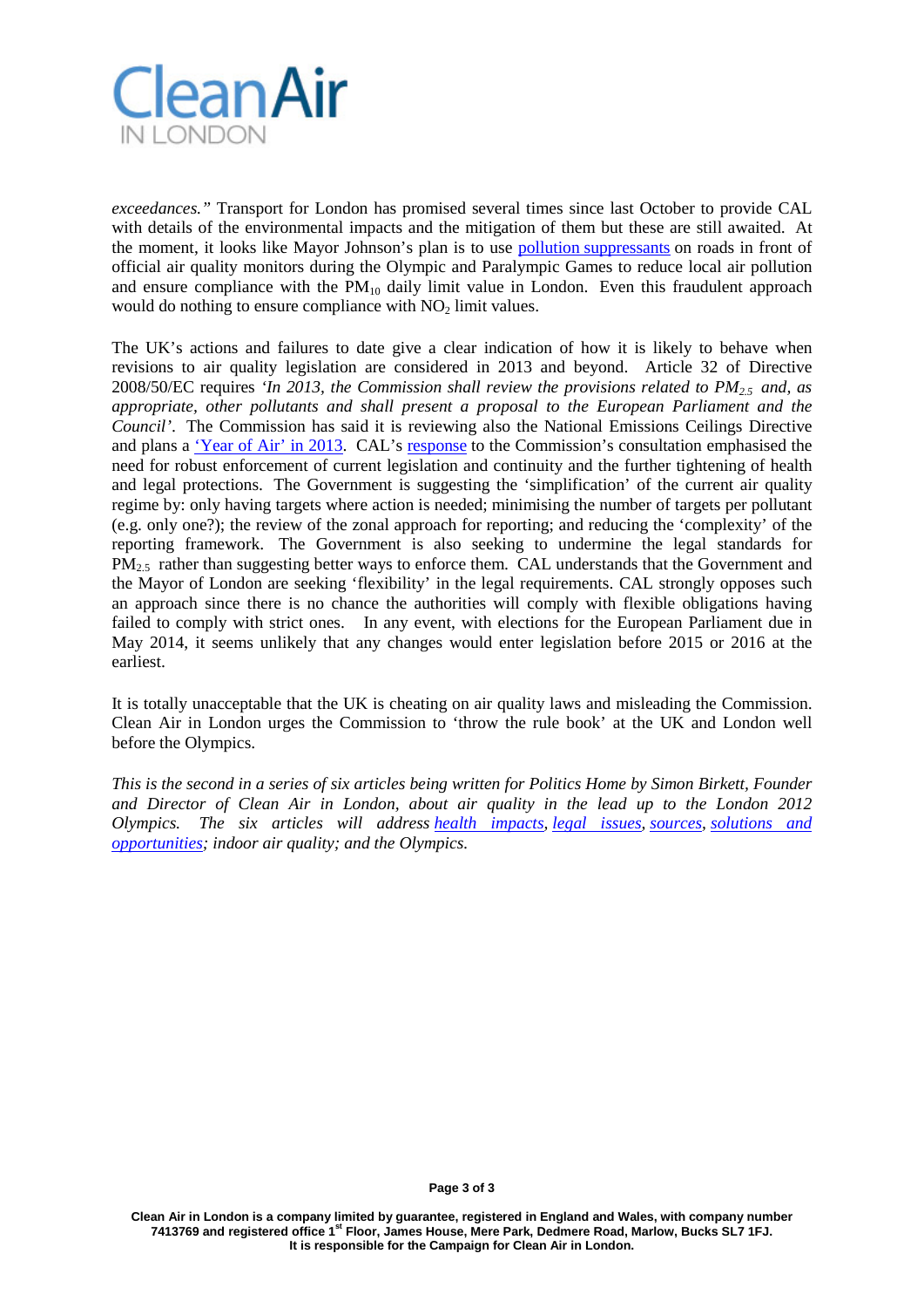*exceedances."* Transport for London has promised several times since last October to provide CAL with details of the environmental impacts and the mitigation of them but these are still awaited. At the moment, it looks like Mayor Johnson's plan is to use pollution suppressants on roads in front of official air quality monitors during the Olympic and Paralympic Games to reduce local air pollution and ensure compliance with the $PM_{10}$ daily limit value in London. Even this fraudulent approach would do nothing to ensure compliance with $NO_2$ limit values.

The UK's actions and failures to date give a clear indication of how it is likely to behave when revisions to air quality legislation are considered in 2013 and beyond. Article 32 of Directive 2008/50/EC requires *'In 2013, the Commission shall review the provisions related to $PM_{2.5}$ and, as appropriate, other pollutants and shall present a proposal to the European Parliament and the Council'*. The Commission has said it is reviewing also the National Emissions Ceilings Directive and plans a 'Year of Air' in 2013. CAL's response to the Commission's consultation emphasised the need for robust enforcement of current legislation and continuity and the further tightening of health and legal protections. The Government is suggesting the 'simplification' of the current air quality regime by: only having targets where action is needed; minimising the number of targets per pollutant (e.g. only one?); the review of the zonal approach for reporting; and reducing the 'complexity' of the reporting framework. The Government is also seeking to undermine the legal standards for $PM_{2.5}$ rather than suggesting better ways to enforce them. CAL understands that the Government and the Mayor of London are seeking 'flexibility' in the legal requirements. CAL strongly opposes such an approach since there is no chance the authorities will comply with flexible obligations having failed to comply with strict ones. In any event, with elections for the European Parliament due in May 2014, it seems unlikely that any changes would enter legislation before 2015 or 2016 at the earliest.

It is totally unacceptable that the UK is cheating on air quality laws and misleading the Commission. Clean Air in London urges the Commission to 'throw the rule book' at the UK and London well before the Olympics.

*This is the second in a series of six articles being written for Politics Home by Simon Birkett, Founder and Director of Clean Air in London, about air quality in the lead up to the London 2012 Olympics. The six articles will address health impacts, legal issues, sources, solutions and opportunities; indoor air quality; and the Olympics.*

Clean Air in London is a company limited by guarantee, registered in England and Wales, with company number 7413769 and registered office 1st Floor, James House, Mere Park, Dedmere Road, Marlow, Bucks SL7 1FJ.
It is responsible for the Campaign for Clean Air in London.